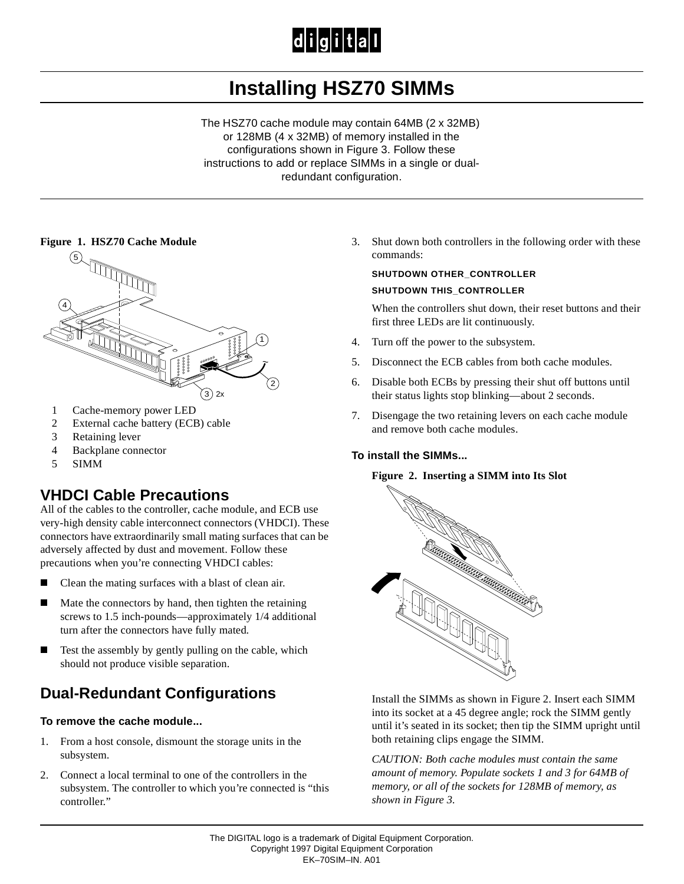# Installing HSZ70 SIMMs

The HSZ70 cache module may contain 64MB (2 x 32MB) or 128MB (4 x 32MB) of memory installed in the configurations shown in Figure 3. Follow these instructions to add or replace SIMMs in a single or dual-redundant configuration.

**Figure 1. HSZ70 Cache Module**

1. Cache-memory power LED
2. External cache battery (ECB) cable
3. Retaining lever
4. Backplane connector
5. SIMM

## VHDCI Cable Precautions

All of the cables to the controller, cache module, and ECB use very-high density cable interconnect connectors (VHDCI). These connectors have extraordinarily small mating surfaces that can be adversely affected by dust and movement. Follow these precautions when you're connecting VHDCI cables:

- Clean the mating surfaces with a blast of clean air.
- Mate the connectors by hand, then tighten the retaining screws to 1.5 inch-pounds—approximately 1/4 additional turn after the connectors have fully mated.
- Test the assembly by gently pulling on the cable, which should not produce visible separation.

## Dual-Redundant Configurations

### To remove the cache module...

1. From a host console, dismount the storage units in the subsystem.
2. Connect a local terminal to one of the controllers in the subsystem. The controller to which you're connected is "this controller."
3. Shut down both controllers in the following order with these commands:

   **SHUTDOWN OTHER_CONTROLLER**

   **SHUTDOWN THIS_CONTROLLER**

   When the controllers shut down, their reset buttons and their first three LEDs are lit continuously.
4. Turn off the power to the subsystem.
5. Disconnect the ECB cables from both cache modules.
6. Disable both ECBs by pressing their shut off buttons until their status lights stop blinking—about 2 seconds.
7. Disengage the two retaining levers on each cache module and remove both cache modules.

### To install the SIMMs...

**Figure 2. Inserting a SIMM into Its Slot**

Install the SIMMs as shown in Figure 2. Insert each SIMM into its socket at a 45 degree angle; rock the SIMM gently until it's seated in its socket; then tip the SIMM upright until both retaining clips engage the SIMM.

*CAUTION: Both cache modules must contain the same amount of memory. Populate sockets 1 and 3 for 64MB of memory, or all of the sockets for 128MB of memory, as shown in Figure 3.*

The DIGITAL logo is a trademark of Digital Equipment Corporation.
Copyright 1997 Digital Equipment Corporation
EK–70SIM–IN. A01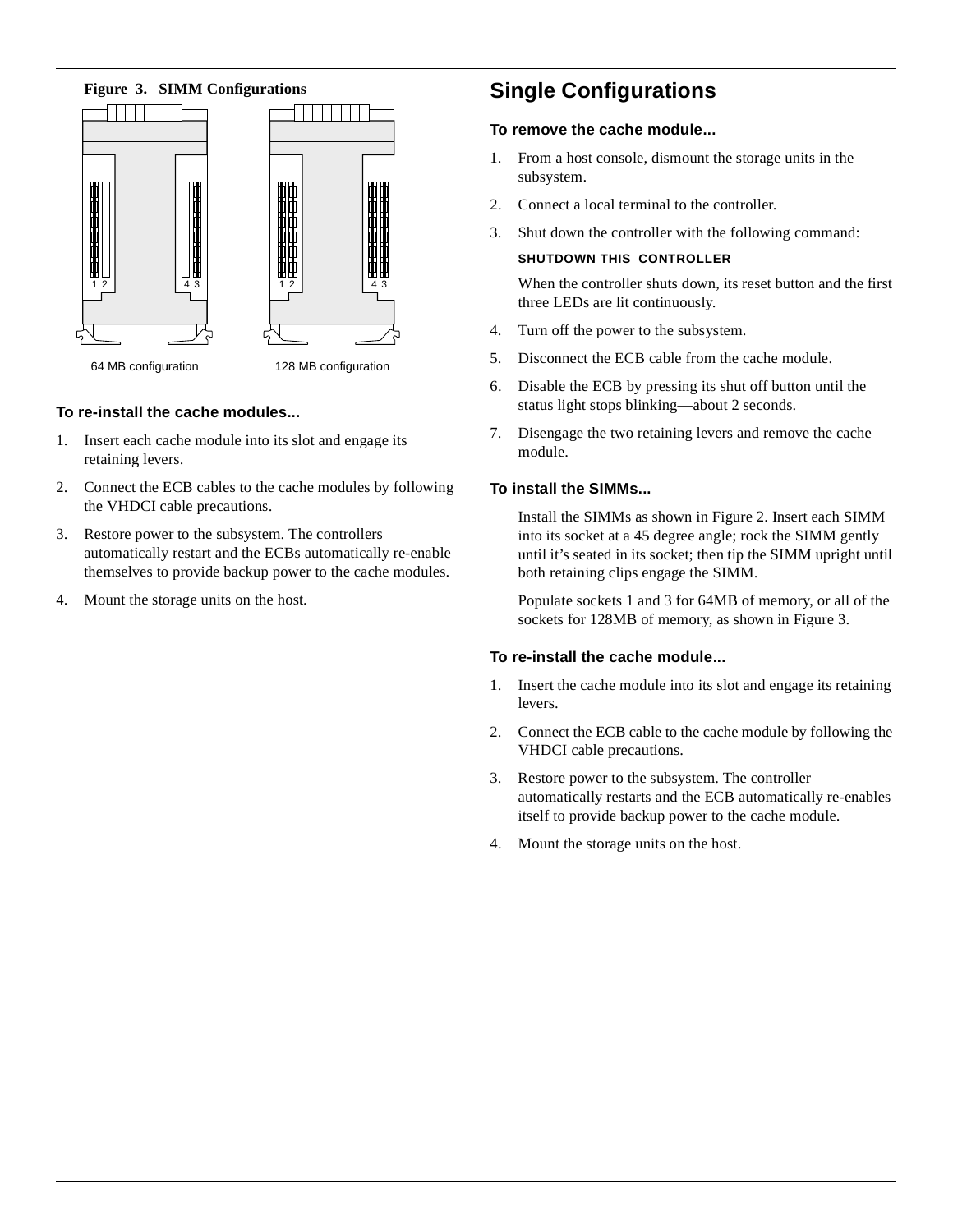**Figure 3. SIMM Configurations**

1 2 4 3

1 2 4 3

64 MB configuration

128 MB configuration

### To re-install the cache modules...

1. Insert each cache module into its slot and engage its retaining levers.
2. Connect the ECB cables to the cache modules by following the VHDCI cable precautions.
3. Restore power to the subsystem. The controllers automatically restart and the ECBs automatically re-enable themselves to provide backup power to the cache modules.
4. Mount the storage units on the host.

## Single Configurations

### To remove the cache module...

1. From a host console, dismount the storage units in the subsystem.
2. Connect a local terminal to the controller.
3. Shut down the controller with the following command:

   ```
   SHUTDOWN THIS_CONTROLLER
   ```

   When the controller shuts down, its reset button and the first three LEDs are lit continuously.
4. Turn off the power to the subsystem.
5. Disconnect the ECB cable from the cache module.
6. Disable the ECB by pressing its shut off button until the status light stops blinking—about 2 seconds.
7. Disengage the two retaining levers and remove the cache module.

### To install the SIMMs...

Install the SIMMs as shown in Figure 2. Insert each SIMM into its socket at a 45 degree angle; rock the SIMM gently until it's seated in its socket; then tip the SIMM upright until both retaining clips engage the SIMM.

Populate sockets 1 and 3 for 64MB of memory, or all of the sockets for 128MB of memory, as shown in Figure 3.

### To re-install the cache module...

1. Insert the cache module into its slot and engage its retaining levers.
2. Connect the ECB cable to the cache module by following the VHDCI cable precautions.
3. Restore power to the subsystem. The controller automatically restarts and the ECB automatically re-enables itself to provide backup power to the cache module.
4. Mount the storage units on the host.